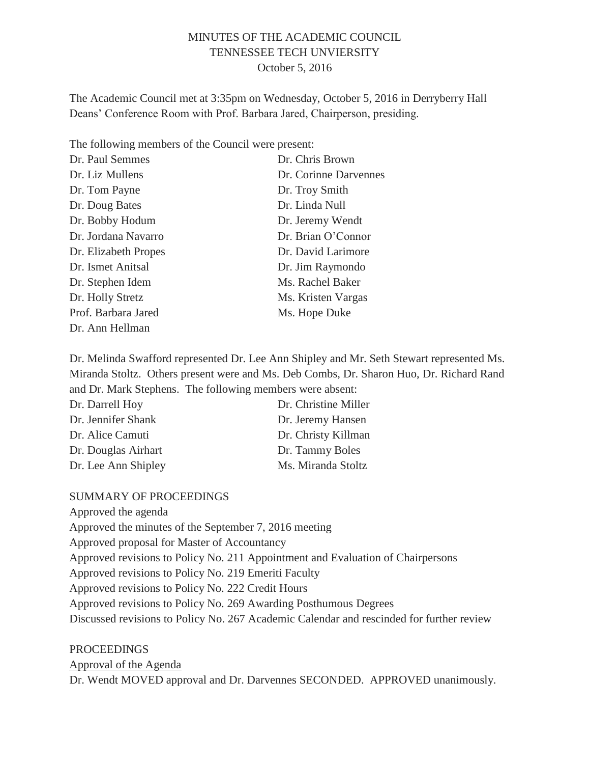# MINUTES OF THE ACADEMIC COUNCIL
## TENNESSEE TECH UNVIERSITY
### October 5, 2016

The Academic Council met at 3:35pm on Wednesday, October 5, 2016 in Derryberry Hall Deans' Conference Room with Prof. Barbara Jared, Chairperson, presiding.

The following members of the Council were present:

| | |
|---|---|
| Dr. Paul Semmes | Dr. Chris Brown |
| Dr. Liz Mullens | Dr. Corinne Darvennes |
| Dr. Tom Payne | Dr. Troy Smith |
| Dr. Doug Bates | Dr. Linda Null |
| Dr. Bobby Hodum | Dr. Jeremy Wendt |
| Dr. Jordana Navarro | Dr. Brian O'Connor |
| Dr. Elizabeth Propes | Dr. David Larimore |
| Dr. Ismet Anitsal | Dr. Jim Raymondo |
| Dr. Stephen Idem | Ms. Rachel Baker |
| Dr. Holly Stretz | Ms. Kristen Vargas |
| Prof. Barbara Jared | Ms. Hope Duke |
| Dr. Ann Hellman | |

Dr. Melinda Swafford represented Dr. Lee Ann Shipley and Mr. Seth Stewart represented Ms. Miranda Stoltz. Others present were and Ms. Deb Combs, Dr. Sharon Huo, Dr. Richard Rand and Dr. Mark Stephens. The following members were absent:

| | |
|---|---|
| Dr. Darrell Hoy | Dr. Christine Miller |
| Dr. Jennifer Shank | Dr. Jeremy Hansen |
| Dr. Alice Camuti | Dr. Christy Killman |
| Dr. Douglas Airhart | Dr. Tammy Boles |
| Dr. Lee Ann Shipley | Ms. Miranda Stoltz |

SUMMARY OF PROCEEDINGS

Approved the agenda
Approved the minutes of the September 7, 2016 meeting
Approved proposal for Master of Accountancy
Approved revisions to Policy No. 211 Appointment and Evaluation of Chairpersons
Approved revisions to Policy No. 219 Emeriti Faculty
Approved revisions to Policy No. 222 Credit Hours
Approved revisions to Policy No. 269 Awarding Posthumous Degrees
Discussed revisions to Policy No. 267 Academic Calendar and rescinded for further review

PROCEEDINGS

<u>Approval of the Agenda</u>

Dr. Wendt MOVED approval and Dr. Darvennes SECONDED. APPROVED unanimously.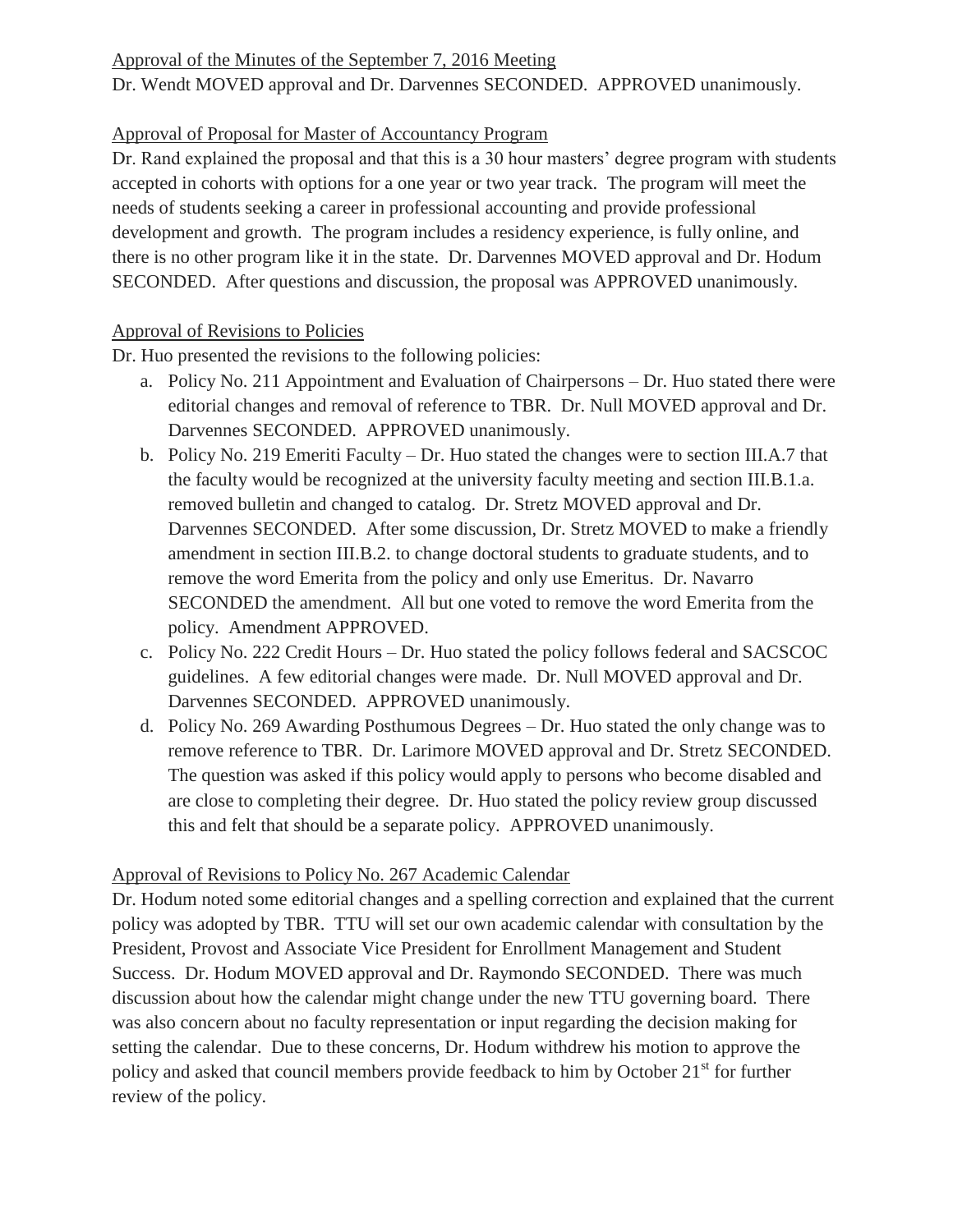Approval of the Minutes of the September 7, 2016 Meeting

Dr. Wendt MOVED approval and Dr. Darvennes SECONDED. APPROVED unanimously.

Approval of Proposal for Master of Accountancy Program

Dr. Rand explained the proposal and that this is a 30 hour masters' degree program with students accepted in cohorts with options for a one year or two year track. The program will meet the needs of students seeking a career in professional accounting and provide professional development and growth. The program includes a residency experience, is fully online, and there is no other program like it in the state. Dr. Darvennes MOVED approval and Dr. Hodum SECONDED. After questions and discussion, the proposal was APPROVED unanimously.

Approval of Revisions to Policies

Dr. Huo presented the revisions to the following policies:

a. Policy No. 211 Appointment and Evaluation of Chairpersons – Dr. Huo stated there were editorial changes and removal of reference to TBR. Dr. Null MOVED approval and Dr. Darvennes SECONDED. APPROVED unanimously.
b. Policy No. 219 Emeriti Faculty – Dr. Huo stated the changes were to section III.A.7 that the faculty would be recognized at the university faculty meeting and section III.B.1.a. removed bulletin and changed to catalog. Dr. Stretz MOVED approval and Dr. Darvennes SECONDED. After some discussion, Dr. Stretz MOVED to make a friendly amendment in section III.B.2. to change doctoral students to graduate students, and to remove the word Emerita from the policy and only use Emeritus. Dr. Navarro SECONDED the amendment. All but one voted to remove the word Emerita from the policy. Amendment APPROVED.
c. Policy No. 222 Credit Hours – Dr. Huo stated the policy follows federal and SACSCOC guidelines. A few editorial changes were made. Dr. Null MOVED approval and Dr. Darvennes SECONDED. APPROVED unanimously.
d. Policy No. 269 Awarding Posthumous Degrees – Dr. Huo stated the only change was to remove reference to TBR. Dr. Larimore MOVED approval and Dr. Stretz SECONDED. The question was asked if this policy would apply to persons who become disabled and are close to completing their degree. Dr. Huo stated the policy review group discussed this and felt that should be a separate policy. APPROVED unanimously.

Approval of Revisions to Policy No. 267 Academic Calendar

Dr. Hodum noted some editorial changes and a spelling correction and explained that the current policy was adopted by TBR. TTU will set our own academic calendar with consultation by the President, Provost and Associate Vice President for Enrollment Management and Student Success. Dr. Hodum MOVED approval and Dr. Raymondo SECONDED. There was much discussion about how the calendar might change under the new TTU governing board. There was also concern about no faculty representation or input regarding the decision making for setting the calendar. Due to these concerns, Dr. Hodum withdrew his motion to approve the policy and asked that council members provide feedback to him by October 21st for further review of the policy.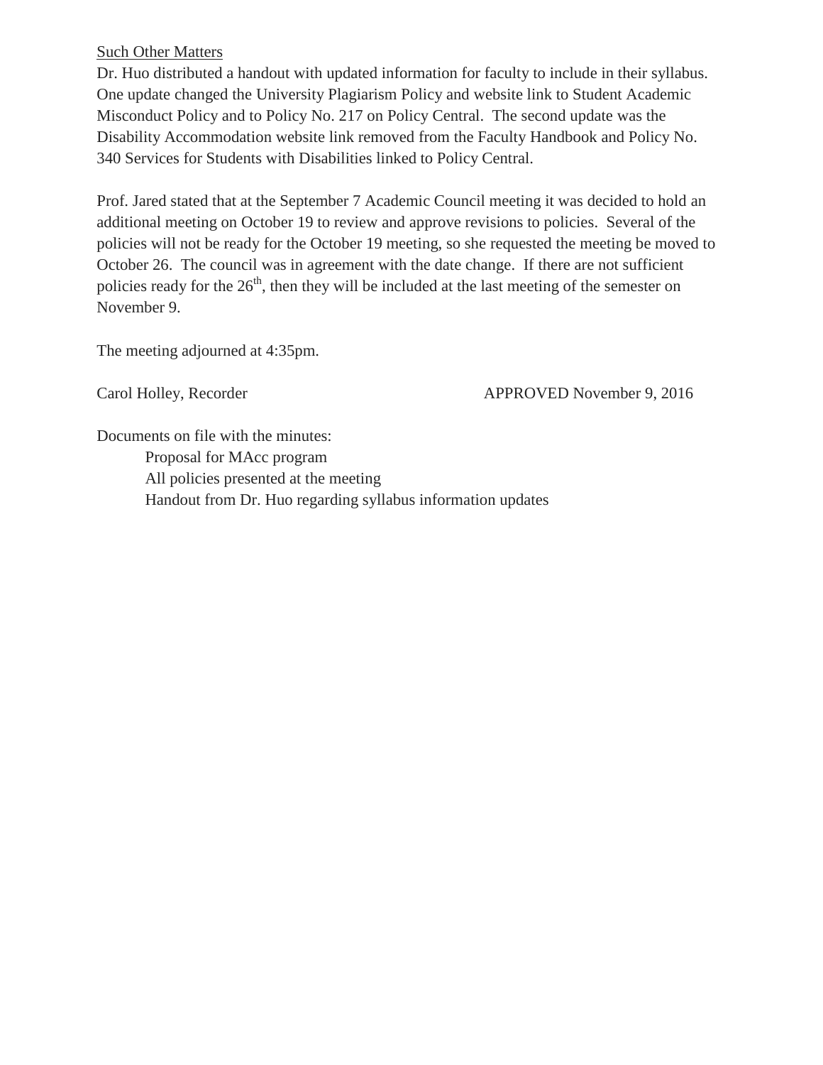Such Other Matters

Dr. Huo distributed a handout with updated information for faculty to include in their syllabus. One update changed the University Plagiarism Policy and website link to Student Academic Misconduct Policy and to Policy No. 217 on Policy Central. The second update was the Disability Accommodation website link removed from the Faculty Handbook and Policy No. 340 Services for Students with Disabilities linked to Policy Central.

Prof. Jared stated that at the September 7 Academic Council meeting it was decided to hold an additional meeting on October 19 to review and approve revisions to policies. Several of the policies will not be ready for the October 19 meeting, so she requested the meeting be moved to October 26. The council was in agreement with the date change. If there are not sufficient policies ready for the 26th, then they will be included at the last meeting of the semester on November 9.

The meeting adjourned at 4:35pm.

Carol Holley, Recorder

APPROVED November 9, 2016

Documents on file with the minutes:

- Proposal for MAcc program
- All policies presented at the meeting
- Handout from Dr. Huo regarding syllabus information updates